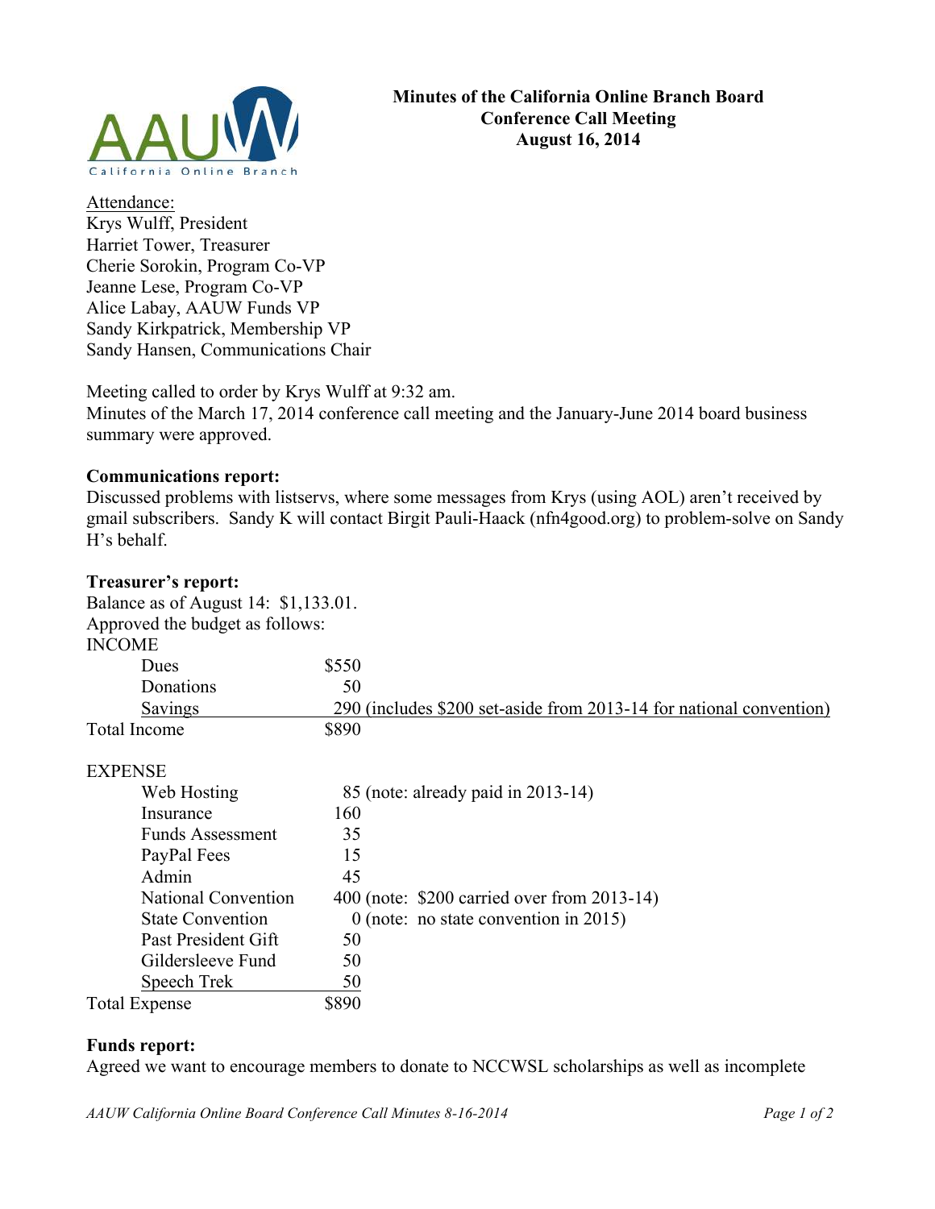# Minutes of the California Online Branch Board Conference Call Meeting August 16, 2014

Attendance:
Krys Wulff, President
Harriet Tower, Treasurer
Cherie Sorokin, Program Co-VP
Jeanne Lese, Program Co-VP
Alice Labay, AAUW Funds VP
Sandy Kirkpatrick, Membership VP
Sandy Hansen, Communications Chair

Meeting called to order by Krys Wulff at 9:32 am.
Minutes of the March 17, 2014 conference call meeting and the January-June 2014 board business summary were approved.

**Communications report:**
Discussed problems with listservs, where some messages from Krys (using AOL) aren't received by gmail subscribers. Sandy K will contact Birgit Pauli-Haack (nfn4good.org) to problem-solve on Sandy H's behalf.

**Treasurer's report:**
Balance as of August 14: $1,133.01.
Approved the budget as follows:

| INCOME | | |
|---|---|---|
| Dues | $550 | |
| Donations | 50 | |
| Savings | 290 | (includes $200 set-aside from 2013-14 for national convention) |
| Total Income | $890 | |

| EXPENSE | | |
|---|---|---|
| Web Hosting | 85 | (note: already paid in 2013-14) |
| Insurance | 160 | |
| Funds Assessment | 35 | |
| PayPal Fees | 15 | |
| Admin | 45 | |
| National Convention | 400 | (note: $200 carried over from 2013-14) |
| State Convention | 0 | (note: no state convention in 2015) |
| Past President Gift | 50 | |
| Gildersleeve Fund | 50 | |
| Speech Trek | 50 | |
| Total Expense | $890 | |

**Funds report:**
Agreed we want to encourage members to donate to NCCWSL scholarships as well as incomplete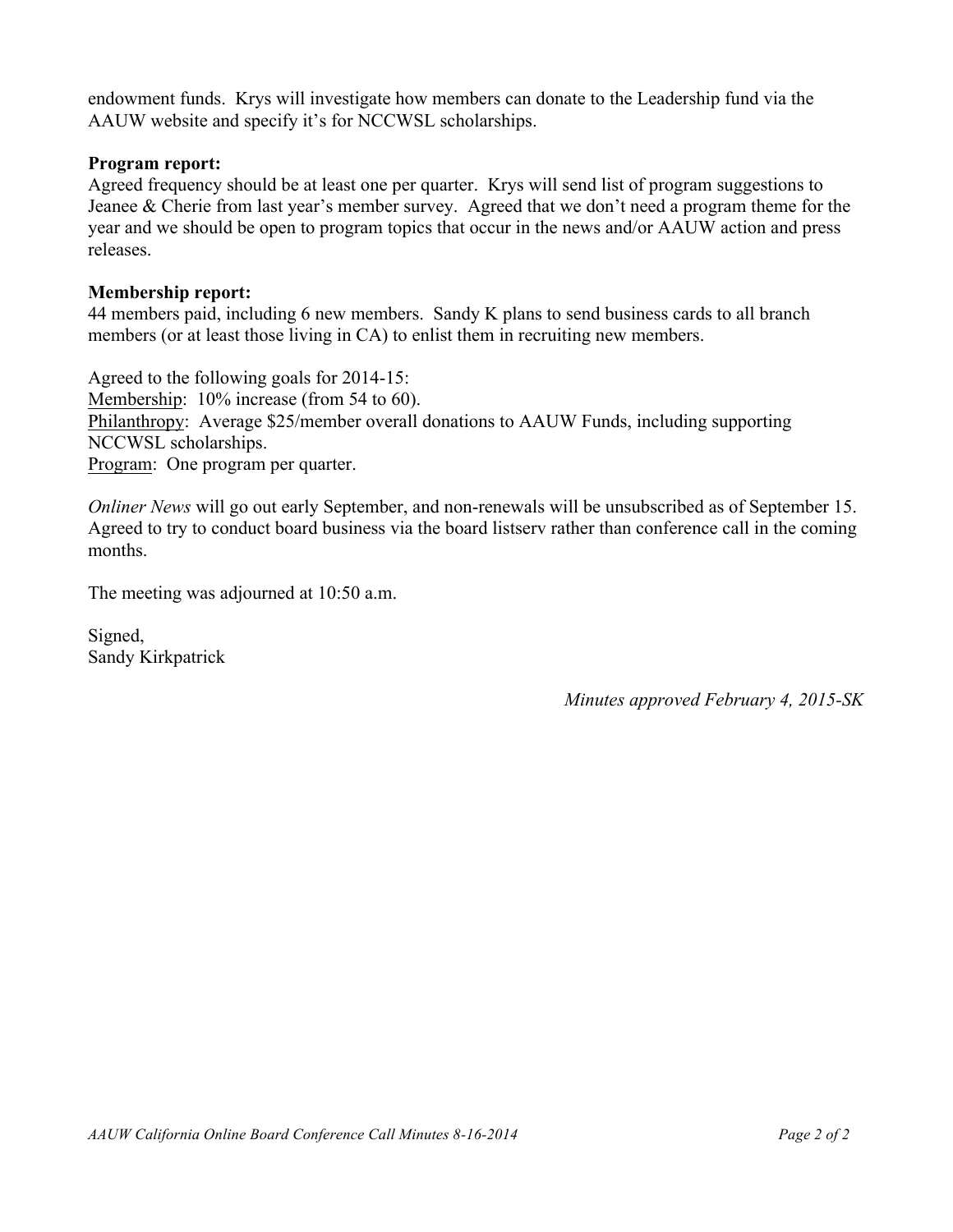endowment funds. Krys will investigate how members can donate to the Leadership fund via the AAUW website and specify it's for NCCWSL scholarships.

**Program report:**
Agreed frequency should be at least one per quarter. Krys will send list of program suggestions to Jeanee & Cherie from last year's member survey. Agreed that we don't need a program theme for the year and we should be open to program topics that occur in the news and/or AAUW action and press releases.

**Membership report:**
44 members paid, including 6 new members. Sandy K plans to send business cards to all branch members (or at least those living in CA) to enlist them in recruiting new members.

Agreed to the following goals for 2014-15:
<u>Membership</u>: 10% increase (from 54 to 60).
<u>Philanthropy</u>: Average $25/member overall donations to AAUW Funds, including supporting NCCWSL scholarships.
<u>Program</u>: One program per quarter.

*Onliner News* will go out early September, and non-renewals will be unsubscribed as of September 15. Agreed to try to conduct board business via the board listserv rather than conference call in the coming months.

The meeting was adjourned at 10:50 a.m.

Signed,
Sandy Kirkpatrick

*Minutes approved February 4, 2015-SK*